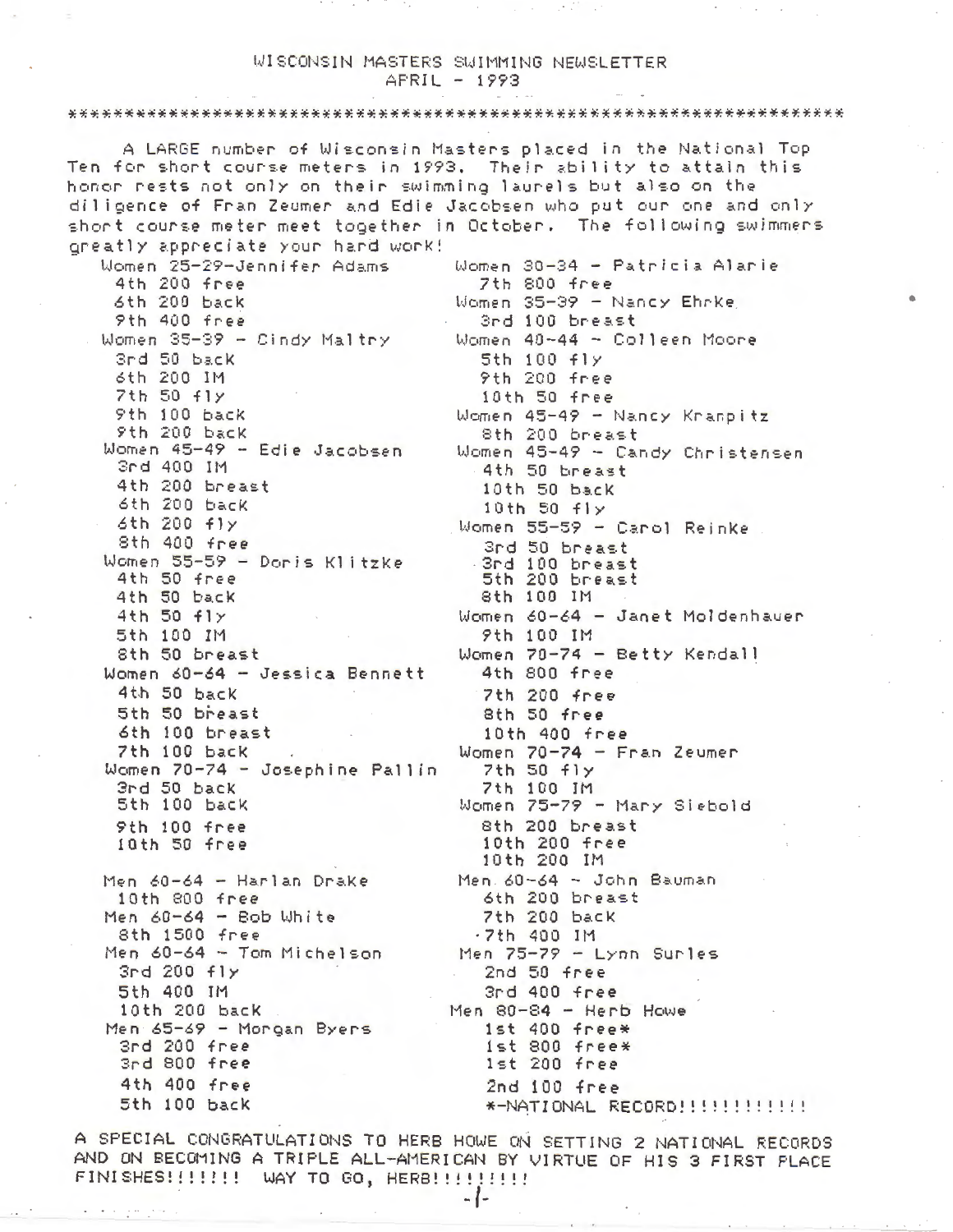# WISCONSIN MASTERS SWIMMING NEWSLETTER
## APRIL - 1993

***********************************************************************

A LARGE number of Wisconsin Masters placed in the National Top Ten for short course meters in 1993. Their ability to attain this honor rests not only on their swimming laurels but also on the diligence of Fran Zeumer and Edie Jacobsen who put our one and only short course meter meet together in October. The following swimmers greatly appreciate your hard work!

Women 25-29-Jennifer Adams
- 4th 200 free
- 6th 200 back
- 9th 400 free

Women 35-39 - Cindy Maltry
- 3rd 50 back
- 6th 200 IM
- 7th 50 fly
- 9th 100 back
- 9th 200 back

Women 45-49 - Edie Jacobsen
- 3rd 400 IM
- 4th 200 breast
- 6th 200 back
- 6th 200 fly
- 8th 400 free

Women 55-59 - Doris Klitzke
- 4th 50 free
- 4th 50 back
- 4th 50 fly
- 5th 100 IM
- 8th 50 breast

Women 60-64 - Jessica Bennett
- 4th 50 back
- 5th 50 breast
- 6th 100 breast
- 7th 100 back

Women 70-74 - Josephine Pallin
- 3rd 50 back
- 5th 100 back
- 9th 100 free
- 10th 50 free

Men 60-64 - Harlan Drake
- 10th 800 free

Men 60-64 - Bob White
- 8th 1500 free

Men 60-64 - Tom Michelson
- 3rd 200 fly
- 5th 400 IM
- 10th 200 back

Men 65-69 - Morgan Byers
- 3rd 200 free
- 3rd 800 free
- 4th 400 free
- 5th 100 back

Women 30-34 - Patricia Alarie
- 7th 800 free

Women 35-39 - Nancy Ehrke
- 3rd 100 breast

Women 40-44 - Colleen Moore
- 5th 100 fly
- 9th 200 free
- 10th 50 free

Women 45-49 - Nancy Kranpitz
- 8th 200 breast

Women 45-49 - Candy Christensen
- 4th 50 breast
- 10th 50 back
- 10th 50 fly

Women 55-59 - Carol Reinke
- 3rd 50 breast
- 3rd 100 breast
- 5th 200 breast
- 8th 100 IM

Women 60-64 - Janet Moldenhauer
- 9th 100 IM

Women 70-74 - Betty Kendall
- 4th 800 free
- 7th 200 free
- 8th 50 free
- 10th 400 free

Women 70-74 - Fran Zeumer
- 7th 50 fly
- 7th 100 IM

Women 75-79 - Mary Siebold
- 8th 200 breast
- 10th 200 free
- 10th 200 IM

Men 60-64 - John Bauman
- 6th 200 breast
- 7th 200 back
- 7th 400 IM

Men 75-79 - Lynn Surles
- 2nd 50 free
- 3rd 400 free

Men 80-84 - Herb Howe
- 1st 400 free*
- 1st 800 free*
- 1st 200 free
- 2nd 100 free

*-NATIONAL RECORD!!!!!!!!!!!!

A SPECIAL CONGRATULATIONS TO HERB HOWE ON SETTING 2 NATIONAL RECORDS AND ON BECOMING A TRIPLE ALL-AMERICAN BY VIRTUE OF HIS 3 FIRST PLACE FINISHES!!!!!!! WAY TO GO, HERB!!!!!!!!!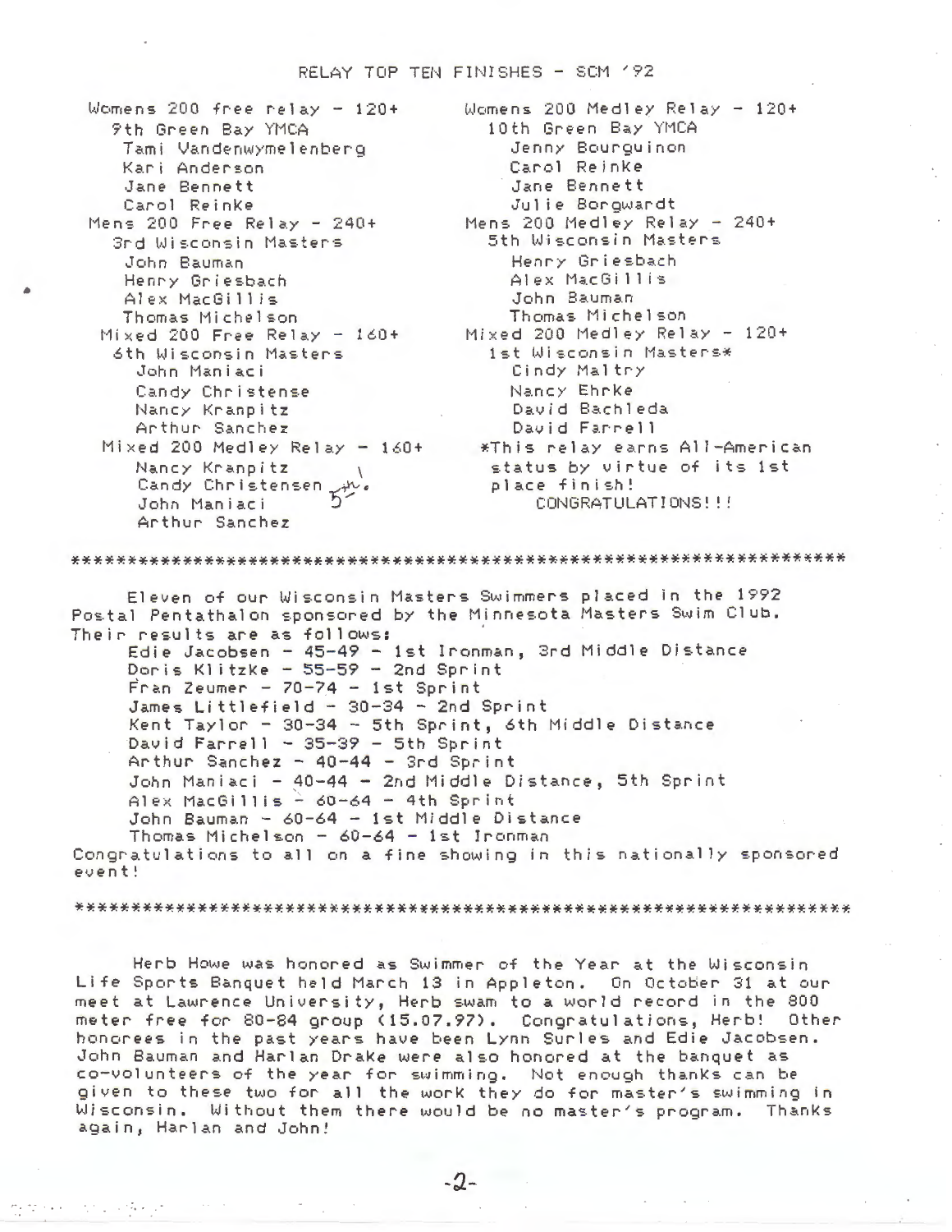# RELAY TOP TEN FINISHES - SCM '92

Womens 200 free relay - 120+
9th Green Bay YMCA
- Tami Vandenwymelenberg
- Kari Anderson
- Jane Bennett
- Carol Reinke

Mens 200 Free Relay - 240+
3rd Wisconsin Masters
- John Bauman
- Henry Griesbach
- Alex MacGillis
- Thomas Michelson

Mixed 200 Free Relay - 160+
6th Wisconsin Masters
- John Maniaci
- Candy Christense
- Nancy Kranpitz
- Arthur Sanchez

Mixed 200 Medley Relay - 160+
- Nancy Kranpitz
- Candy Christensen 5th!
- John Maniaci
- Arthur Sanchez

Womens 200 Medley Relay - 120+
10th Green Bay YMCA
- Jenny Bourguinon
- Carol Reinke
- Jane Bennett
- Julie Borgwardt

Mens 200 Medley Relay - 240+
5th Wisconsin Masters
- Henry Griesbach
- Alex MacGillis
- John Bauman
- Thomas Michelson

Mixed 200 Medley Relay - 120+
1st Wisconsin Masters*
- Cindy Maltry
- Nancy Ehrke
- David Bachleda
- David Farrell

*This relay earns All-American status by virtue of its 1st place finish! CONGRATULATIONS!!!

---

Eleven of our Wisconsin Masters Swimmers placed in the 1992 Postal Pentathalon sponsored by the Minnesota Masters Swim Club. Their results are as follows:

- Edie Jacobsen - 45-49 - 1st Ironman, 3rd Middle Distance
- Doris Klitzke - 55-59 - 2nd Sprint
- Fran Zeumer - 70-74 - 1st Sprint
- James Littlefield - 30-34 - 2nd Sprint
- Kent Taylor - 30-34 - 5th Sprint, 6th Middle Distance
- David Farrell - 35-39 - 5th Sprint
- Arthur Sanchez - 40-44 - 3rd Sprint
- John Maniaci - 40-44 - 2nd Middle Distance, 5th Sprint
- Alex MacGillis - 60-64 - 4th Sprint
- John Bauman - 60-64 - 1st Middle Distance
- Thomas Michelson - 60-64 - 1st Ironman

Congratulations to all on a fine showing in this nationally sponsored event!

---

Herb Howe was honored as Swimmer of the Year at the Wisconsin Life Sports Banquet held March 13 in Appleton. On October 31 at our meet at Lawrence University, Herb swam to a world record in the 800 meter free for 80-84 group (15.07.97). Congratulations, Herb! Other honorees in the past years have been Lynn Surles and Edie Jacobsen. John Bauman and Harlan Drake were also honored at the banquet as co-volunteers of the year for swimming. Not enough thanks can be given to these two for all the work they do for master's swimming in Wisconsin. Without them there would be no master's program. Thanks again, Harlan and John!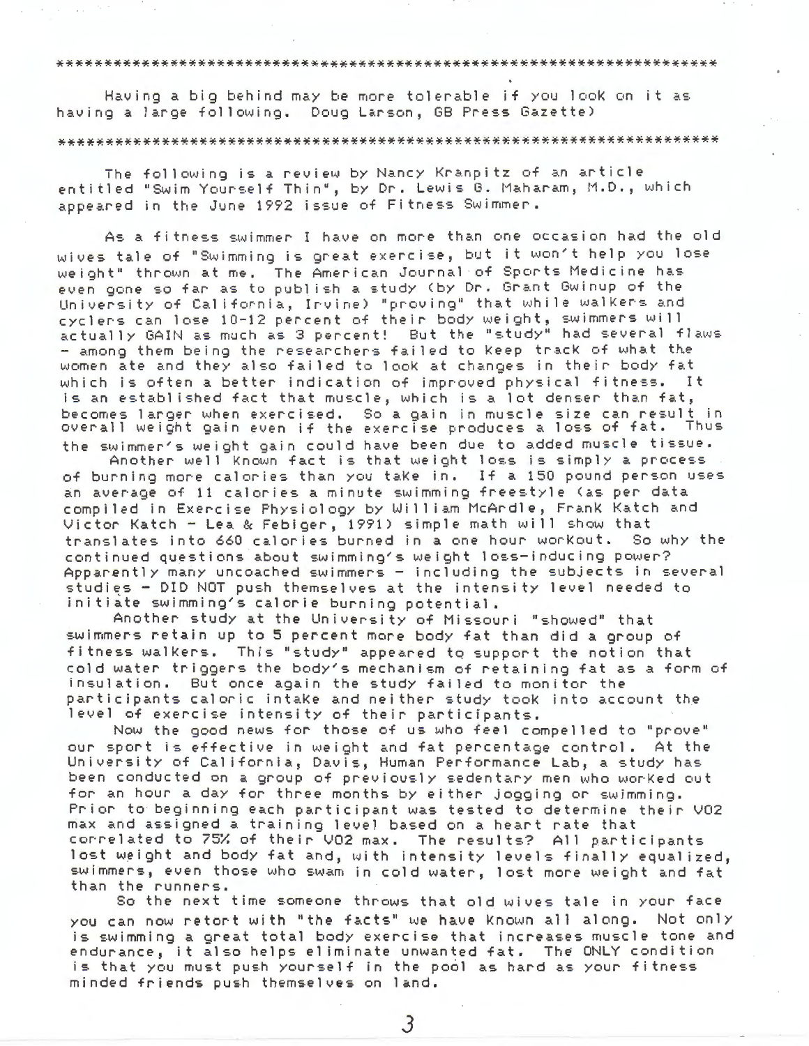\*\*\*\*\*\*\*\*\*\*\*\*\*\*\*\*\*\*\*\*\*\*\*\*\*\*\*\*\*\*\*\*\*\*\*\*\*\*\*\*\*\*\*\*\*\*\*\*\*\*\*\*\*\*\*\*\*\*\*\*\*\*\*\*\*\*\*\*

Having a big behind may be more tolerable if you look on it as having a large following. Doug Larson, GB Press Gazette)

\*\*\*\*\*\*\*\*\*\*\*\*\*\*\*\*\*\*\*\*\*\*\*\*\*\*\*\*\*\*\*\*\*\*\*\*\*\*\*\*\*\*\*\*\*\*\*\*\*\*\*\*\*\*\*\*\*\*\*\*\*\*\*\*\*\*\*\*

The following is a review by Nancy Kranpitz of an article entitled "Swim Yourself Thin", by Dr. Lewis G. Maharam, M.D., which appeared in the June 1992 issue of Fitness Swimmer.

As a fitness swimmer I have on more than one occasion had the old wives tale of "Swimming is great exercise, but it won't help you lose weight" thrown at me. The American Journal of Sports Medicine has even gone so far as to publish a study (by Dr. Grant Gwinup of the University of California, Irvine) "proving" that while walkers and cyclers can lose 10-12 percent of their body weight, swimmers will actually GAIN as much as 3 percent! But the "study" had several flaws - among them being the researchers failed to keep track of what the women ate and they also failed to look at changes in their body fat which is often a better indication of improved physical fitness. It is an established fact that muscle, which is a lot denser than fat, becomes larger when exercised. So a gain in muscle size can result in overall weight gain even if the exercise produces a loss of fat. Thus the swimmer's weight gain could have been due to added muscle tissue.

Another well known fact is that weight loss is simply a process of burning more calories than you take in. If a 150 pound person uses an average of 11 calories a minute swimming freestyle (as per data compiled in Exercise Physiology by William McArdle, Frank Katch and Victor Katch - Lea & Febiger, 1991) simple math will show that translates into 660 calories burned in a one hour workout. So why the continued questions about swimming's weight loss-inducing power? Apparently many uncoached swimmers - including the subjects in several studies - DID NOT push themselves at the intensity level needed to initiate swimming's calorie burning potential.

Another study at the University of Missouri "showed" that swimmers retain up to 5 percent more body fat than did a group of fitness walkers. This "study" appeared to support the notion that cold water triggers the body's mechanism of retaining fat as a form of insulation. But once again the study failed to monitor the participants caloric intake and neither study took into account the level of exercise intensity of their participants.

Now the good news for those of us who feel compelled to "prove" our sport is effective in weight and fat percentage control. At the University of California, Davis, Human Performance Lab, a study has been conducted on a group of previously sedentary men who worked out for an hour a day for three months by either jogging or swimming. Prior to beginning each participant was tested to determine their VO2 max and assigned a training level based on a heart rate that correlated to 75% of their VO2 max. The results? All participants lost weight and body fat and, with intensity levels finally equalized, swimmers, even those who swam in cold water, lost more weight and fat than the runners.

So the next time someone throws that old wives tale in your face you can now retort with "the facts" we have known all along. Not only is swimming a great total body exercise that increases muscle tone and endurance, it also helps eliminate unwanted fat. The ONLY condition is that you must push yourself in the pool as hard as your fitness minded friends push themselves on land.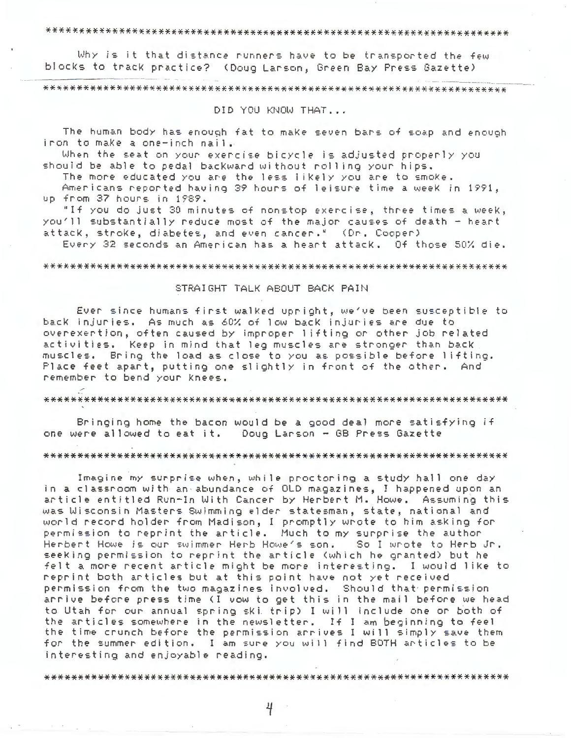*******************************************************************

Why is it that distance runners have to be transported the few blocks to track practice? (Doug Larson, Green Bay Press Gazette)

*******************************************************************

DID YOU KNOW THAT...

The human body has enough fat to make seven bars of soap and enough iron to make a one-inch nail.

When the seat on your exercise bicycle is adjusted properly you should be able to pedal backward without rolling your hips.

The more educated you are the less likely you are to smoke.

Americans reported having 39 hours of leisure time a week in 1991, up from 37 hours in 1989.

"If you do just 30 minutes of nonstop exercise, three times a week, you'll substantially reduce most of the major causes of death - heart attack, stroke, diabetes, and even cancer." (Dr. Cooper)

Every 32 seconds an American has a heart attack. Of those 50% die.

*******************************************************************

STRAIGHT TALK ABOUT BACK PAIN

Ever since humans first walked upright, we've been susceptible to back injuries. As much as 60% of low back injuries are due to overexertion, often caused by improper lifting or other job related activities. Keep in mind that leg muscles are stronger than back muscles. Bring the load as close to you as possible before lifting. Place feet apart, putting one slightly in front of the other. And remember to bend your knees.

*******************************************************************

Bringing home the bacon would be a good deal more satisfying if one were allowed to eat it. Doug Larson - GB Press Gazette

*******************************************************************

Imagine my surprise when, while proctoring a study hall one day in a classroom with an abundance of OLD magazines, I happened upon an article entitled Run-In With Cancer by Herbert M. Howe. Assuming this was Wisconsin Masters Swimming elder statesman, state, national and world record holder from Madison, I promptly wrote to him asking for permission to reprint the article. Much to my surprise the author Herbert Howe is our swimmer Herb Howe's son. So I wrote to Herb Jr. seeking permission to reprint the article (which he granted) but he felt a more recent article might be more interesting. I would like to reprint both articles but at this point have not yet received permission from the two magazines involved. Should that permission arrive before press time (I vow to get this in the mail before we head to Utah for our annual spring ski trip) I will include one or both of the articles somewhere in the newsletter. If I am beginning to feel the time crunch before the permission arrives I will simply save them for the summer edition. I am sure you will find BOTH articles to be interesting and enjoyable reading.

*******************************************************************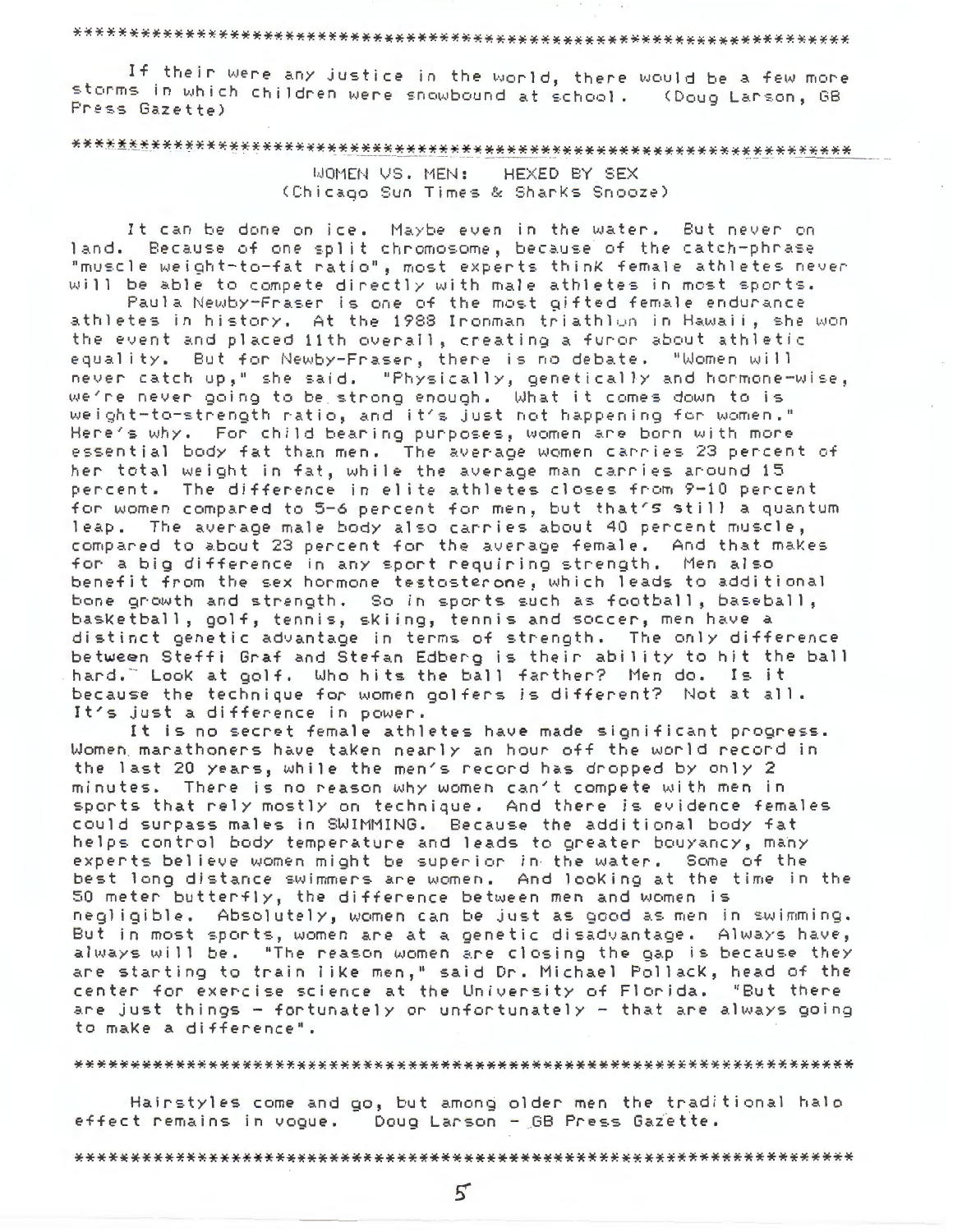*****************************************************************

If their were any justice in the world, there would be a few more storms in which children were snowbound at school. (Doug Larson, GB Press Gazette)

*****************************************************************

## WOMEN VS. MEN: HEXED BY SEX
(Chicago Sun Times & Sharks Snooze)

It can be done on ice. Maybe even in the water. But never on land. Because of one split chromosome, because of the catch-phrase "muscle weight-to-fat ratio", most experts think female athletes never will be able to compete directly with male athletes in most sports.

Paula Newby-Fraser is one of the most gifted female endurance athletes in history. At the 1988 Ironman triathlon in Hawaii, she won the event and placed 11th overall, creating a furor about athletic equality. But for Newby-Fraser, there is no debate. "Women will never catch up," she said. "Physically, genetically and hormone-wise, we're never going to be strong enough. What it comes down to is weight-to-strength ratio, and it's just not happening for women." Here's why. For child bearing purposes, women are born with more essential body fat than men. The average women carries 23 percent of her total weight in fat, while the average man carries around 15 percent. The difference in elite athletes closes from 9-10 percent for women compared to 5-6 percent for men, but that's still a quantum leap. The average male body also carries about 40 percent muscle, compared to about 23 percent for the average female. And that makes for a big difference in any sport requiring strength. Men also benefit from the sex hormone testosterone, which leads to additional bone growth and strength. So in sports such as football, baseball, basketball, golf, tennis, skiing, tennis and soccer, men have a distinct genetic advantage in terms of strength. The only difference between Steffi Graf and Stefan Edberg is their ability to hit the ball hard." Look at golf. Who hits the ball farther? Men do. Is it because the technique for women golfers is different? Not at all. It's just a difference in power.

It is no secret female athletes have made significant progress. Women marathoners have taken nearly an hour off the world record in the last 20 years, while the men's record has dropped by only 2 minutes. There is no reason why women can't compete with men in sports that rely mostly on technique. And there is evidence females could surpass males in SWIMMING. Because the additional body fat helps control body temperature and leads to greater bouyancy, many experts believe women might be superior in the water. Some of the best long distance swimmers are women. And looking at the time in the 50 meter butterfly, the difference between men and women is negligible. Absolutely, women can be just as good as men in swimming. But in most sports, women are at a genetic disadvantage. Always have, always will be. "The reason women are closing the gap is because they are starting to train like men," said Dr. Michael Pollack, head of the center for exercise science at the University of Florida. "But there are just things - fortunately or unfortunately - that are always going to make a difference".

*****************************************************************

Hairstyles come and go, but among older men the traditional halo effect remains in vogue. Doug Larson - GB Press Gazette.

*****************************************************************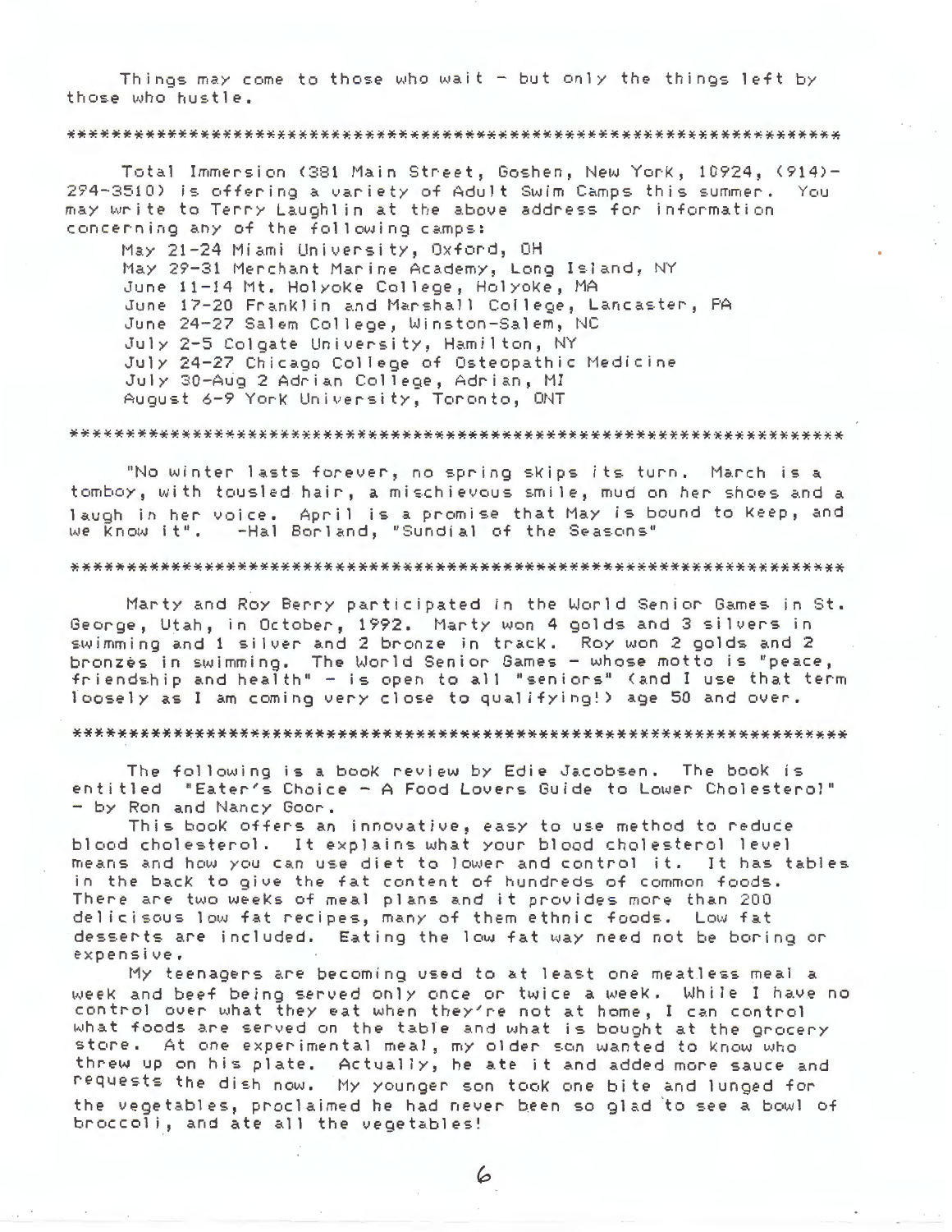Things may come to those who wait - but only the things left by those who hustle.

*******************************************************************

Total Immersion (381 Main Street, Goshen, New York, 10924, (914)-294-3510) is offering a variety of Adult Swim Camps this summer. You may write to Terry Laughlin at the above address for information concerning any of the following camps:

May 21-24 Miami University, Oxford, OH
May 29-31 Merchant Marine Academy, Long Island, NY
June 11-14 Mt. Holyoke College, Holyoke, MA
June 17-20 Franklin and Marshall College, Lancaster, PA
June 24-27 Salem College, Winston-Salem, NC
July 2-5 Colgate University, Hamilton, NY
July 24-27 Chicago College of Osteopathic Medicine
July 30-Aug 2 Adrian College, Adrian, MI
August 6-9 York University, Toronto, ONT

*******************************************************************

"No winter lasts forever, no spring skips its turn. March is a tomboy, with tousled hair, a mischievous smile, mud on her shoes and a laugh in her voice. April is a promise that May is bound to keep, and we know it". -Hal Borland, "Sundial of the Seasons"

*******************************************************************

Marty and Roy Berry participated in the World Senior Games in St. George, Utah, in October, 1992. Marty won 4 golds and 3 silvers in swimming and 1 silver and 2 bronze in track. Roy won 2 golds and 2 bronzes in swimming. The World Senior Games - whose motto is "peace, friendship and health" - is open to all "seniors" (and I use that term loosely as I am coming very close to qualifying!) age 50 and over.

*******************************************************************

The following is a book review by Edie Jacobsen. The book is entitled "Eater's Choice - A Food Lovers Guide to Lower Cholesterol" - by Ron and Nancy Goor.

This book offers an innovative, easy to use method to reduce blood cholesterol. It explains what your blood cholesterol level means and how you can use diet to lower and control it. It has tables in the back to give the fat content of hundreds of common foods. There are two weeks of meal plans and it provides more than 200 delicisous low fat recipes, many of them ethnic foods. Low fat desserts are included. Eating the low fat way need not be boring or expensive.

My teenagers are becoming used to at least one meatless meal a week and beef being served only once or twice a week. While I have no control over what they eat when they're not at home, I can control what foods are served on the table and what is bought at the grocery store. At one experimental meal, my older son wanted to know who threw up on his plate. Actually, he ate it and added more sauce and requests the dish now. My younger son took one bite and lunged for the vegetables, proclaimed he had never been so glad to see a bowl of broccoli, and ate all the vegetables!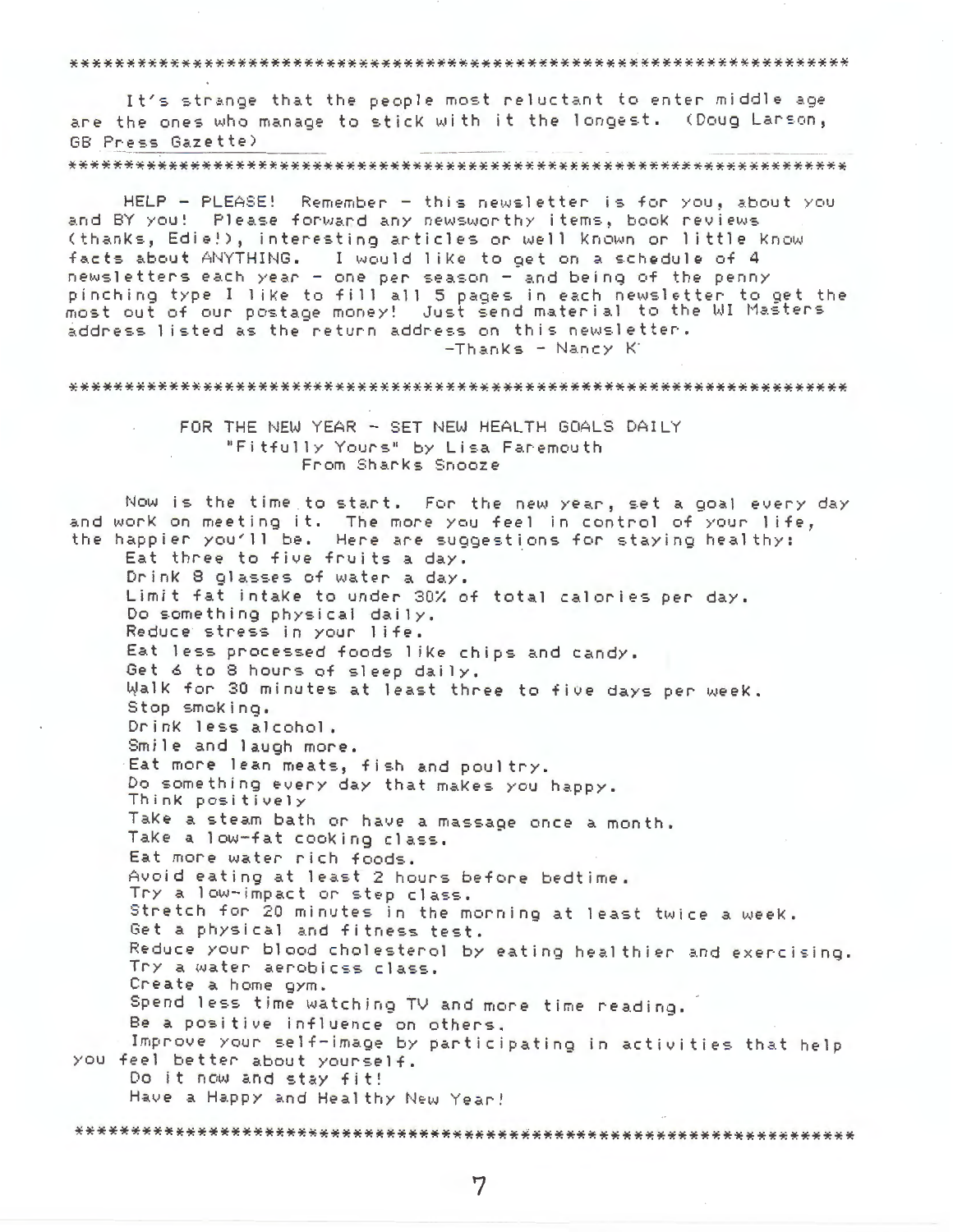*******************************************************************

It's strange that the people most reluctant to enter middle age are the ones who manage to stick with it the longest. (Doug Larson, GB Press Gazette)

*******************************************************************

HELP - PLEASE! Remember - this newsletter is for you, about you and BY you! Please forward any newsworthy items, book reviews (thanks, Edie!), interesting articles or well known or little know facts about ANYTHING. I would like to get on a schedule of 4 newsletters each year - one per season - and being of the penny pinching type I like to fill all 5 pages in each newsletter to get the most out of our postage money! Just send material to the WI Masters address listed as the return address on this newsletter.

-Thanks - Nancy K

*******************************************************************

## FOR THE NEW YEAR - SET NEW HEALTH GOALS DAILY

"Fitfully Yours" by Lisa Faremouth

From Sharks Snooze

Now is the time to start. For the new year, set a goal every day and work on meeting it. The more you feel in control of your life, the happier you'll be. Here are suggestions for staying healthy:

Eat three to five fruits a day.
Drink 8 glasses of water a day.
Limit fat intake to under 30% of total calories per day.
Do something physical daily.
Reduce stress in your life.
Eat less processed foods like chips and candy.
Get 6 to 8 hours of sleep daily.
Walk for 30 minutes at least three to five days per week.
Stop smoking.
Drink less alcohol.
Smile and laugh more.
Eat more lean meats, fish and poultry.
Do something every day that makes you happy.
Think positively
Take a steam bath or have a massage once a month.
Take a low-fat cooking class.
Eat more water rich foods.
Avoid eating at least 2 hours before bedtime.
Try a low-impact or step class.
Stretch for 20 minutes in the morning at least twice a week.
Get a physical and fitness test.
Reduce your blood cholesterol by eating healthier and exercising.
Try a water aerobicss class.
Create a home gym.
Spend less time watching TV and more time reading.
Be a positive influence on others.
Improve your self-image by participating in activities that help you feel better about yourself.
Do it now and stay fit!
Have a Happy and Healthy New Year!

*******************************************************************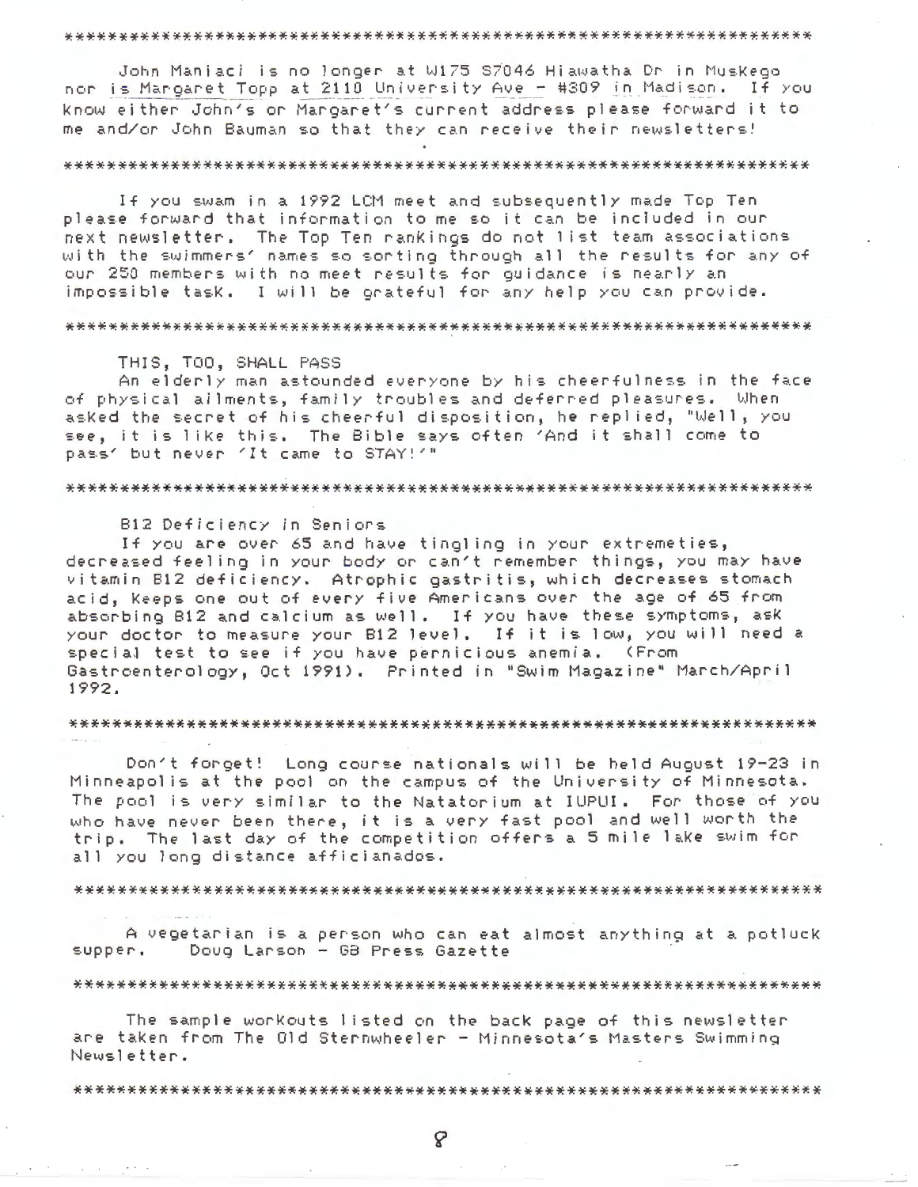John Maniaci is no longer at W175 S7046 Hiawatha Dr in Muskego nor is Margaret Topp at 2110 University Ave - #309 in Madison. If you know either John's or Margaret's current address please forward it to me and/or John Bauman so that they can receive their newsletters!

---

If you swam in a 1992 LCM meet and subsequently made Top Ten please forward that information to me so it can be included in our next newsletter. The Top Ten rankings do not list team associations with the swimmers' names so sorting through all the results for any of our 250 members with no meet results for guidance is nearly an impossible task. I will be grateful for any help you can provide.

---

THIS, TOO, SHALL PASS

An elderly man astounded everyone by his cheerfulness in the face of physical ailments, family troubles and deferred pleasures. When asked the secret of his cheerful disposition, he replied, "Well, you see, it is like this. The Bible says often 'And it shall come to pass' but never 'It came to STAY!'"

---

B12 Deficiency in Seniors

If you are over 65 and have tingling in your extremeties, decreased feeling in your body or can't remember things, you may have vitamin B12 deficiency. Atrophic gastritis, which decreases stomach acid, keeps one out of every five Americans over the age of 65 from absorbing B12 and calcium as well. If you have these symptoms, ask your doctor to measure your B12 level. If it is low, you will need a special test to see if you have pernicious anemia. (From Gastroenterology, Oct 1991). Printed in "Swim Magazine" March/April 1992.

---

Don't forget! Long course nationals will be held August 19-23 in Minneapolis at the pool on the campus of the University of Minnesota. The pool is very similar to the Natatorium at IUPUI. For those of you who have never been there, it is a very fast pool and well worth the trip. The last day of the competition offers a 5 mile lake swim for all you long distance afficianados.

---

A vegetarian is a person who can eat almost anything at a potluck supper. Doug Larson - GB Press Gazette

---

The sample workouts listed on the back page of this newsletter are taken from The Old Sternwheeler - Minnesota's Masters Swimming Newsletter.

---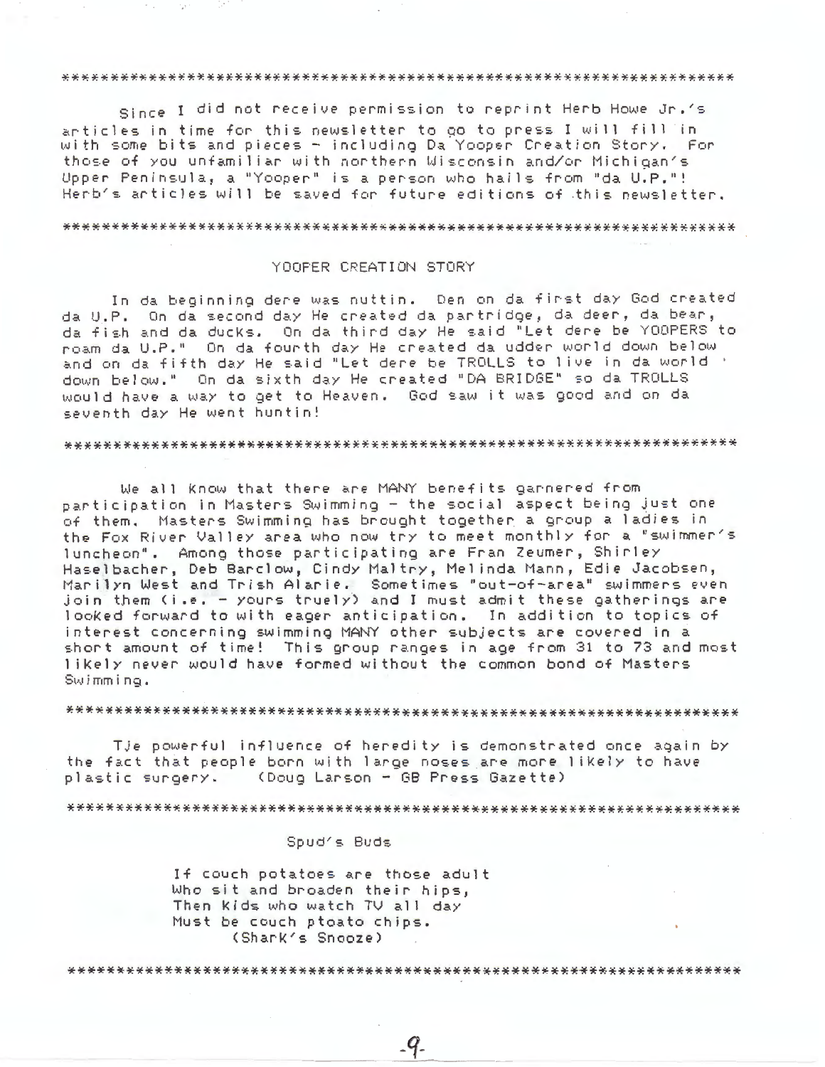*******************************************************************

Since I did not receive permission to reprint Herb Howe Jr.'s articles in time for this newsletter to go to press I will fill in with some bits and pieces - including Da Yooper Creation Story. For those of you unfamiliar with northern Wisconsin and/or Michigan's Upper Peninsula, a "Yooper" is a person who hails from "da U.P."! Herb's articles will be saved for future editions of this newsletter.

*******************************************************************

YOOPER CREATION STORY

In da beginning dere was nuttin. Den on da first day God created da U.P. On da second day He created da partridge, da deer, da bear, da fish and da ducks. On da third day He said "Let dere be YOOPERS to roam da U.P." On da fourth day He created da udder world down below and on da fifth day He said "Let dere be TROLLS to live in da world down below." On da sixth day He created "DA BRIDGE" so da TROLLS would have a way to get to Heaven. God saw it was good and on da seventh day He went huntin!

*******************************************************************

We all know that there are MANY benefits garnered from participation in Masters Swimming - the social aspect being just one of them. Masters Swimming has brought together a group a ladies in the Fox River Valley area who now try to meet monthly for a "swimmer's luncheon". Among those participating are Fran Zeumer, Shirley Haselbacher, Deb Barclow, Cindy Maltry, Melinda Mann, Edie Jacobsen, Marilyn West and Trish Alarie. Sometimes "out-of-area" swimmers even join them (i.e. - yours truely) and I must admit these gatherings are looked forward to with eager anticipation. In addition to topics of interest concerning swimming MANY other subjects are covered in a short amount of time! This group ranges in age from 31 to 73 and most likely never would have formed without the common bond of Masters Swimming.

*******************************************************************

Tje powerful influence of heredity is demonstrated once again by the fact that people born with large noses are more likely to have plastic surgery. (Doug Larson - GB Press Gazette)

*******************************************************************

Spud's Buds

If couch potatoes are those adult
Who sit and broaden their hips,
Then kids who watch TV all day
Must be couch ptoato chips.
(Shark's Snooze)

*******************************************************************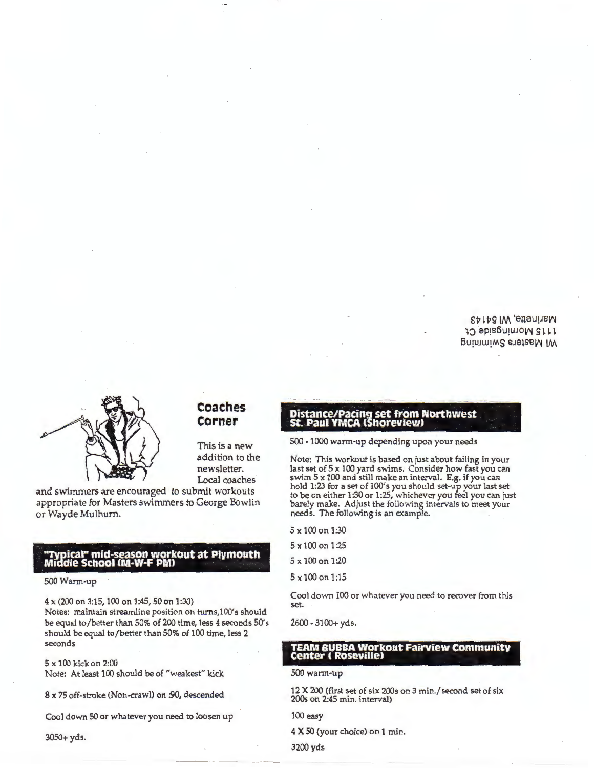WI Masters Swimming
1115 Morningside Ct.
Marinette, WI 54143

## Coaches Corner

This is a new addition to the newsletter. Local coaches and swimmers are encouraged to submit workouts appropriate for Masters swimmers to George Bowlin or Wayde Mulhurn.

### "Typical" mid-season workout at Plymouth Middle School (M-W-F PM)

500 Warm-up

4 x (200 on 3:15, 100 on 1:45, 50 on 1:30)
Notes: maintain streamline position on turns,100's should be equal to/better than 50% of 200 time, less 4 seconds 50's should be equal to/better than 50% of 100 time, less 2 seconds

5 x 100 kick on 2:00
Note: At least 100 should be of "weakest" kick

8 x 75 off-stroke (Non-crawl) on :90, descended

Cool down 50 or whatever you need to loosen up

3050+ yds.

### Distance/Pacing set from Northwest St. Paul YMCA (Shoreview)

500 - 1000 warm-up depending upon your needs

Note: This workout is based on just about failing in your last set of 5 x 100 yard swims. Consider how fast you can swim 5 x 100 and still make an interval. E.g. if you can hold 1:23 for a set of 100's you should set-up your last set to be on either 1:30 or 1:25, whichever you feel you can just barely make. Adjust the following intervals to meet your needs. The following is an example.

5 x 100 on 1:30

5 x 100 on 1:25

5 x 100 on 1:20

5 x 100 on 1:15

Cool down 100 or whatever you need to recover from this set.

2600 - 3100+ yds.

### TEAM BUBBA Workout Fairview Community Center ( Roseville)

500 warm-up

12 X 200 (first set of six 200s on 3 min./second set of six 200s on 2:45 min. interval)

100 easy

4 X 50 (your choice) on 1 min.

3200 yds